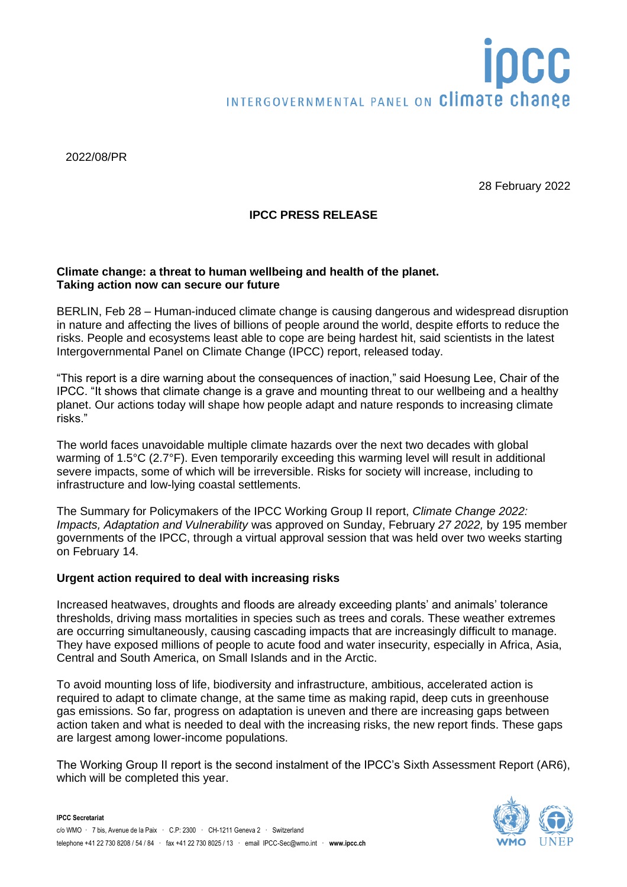2022/08/PR

28 February 2022

# IPCC PRESS RELEASE

## Climate change: a threat to human wellbeing and health of the planet. Taking action now can secure our future

BERLIN, Feb 28 – Human-induced climate change is causing dangerous and widespread disruption in nature and affecting the lives of billions of people around the world, despite efforts to reduce the risks. People and ecosystems least able to cope are being hardest hit, said scientists in the latest Intergovernmental Panel on Climate Change (IPCC) report, released today.

"This report is a dire warning about the consequences of inaction," said Hoesung Lee, Chair of the IPCC. "It shows that climate change is a grave and mounting threat to our wellbeing and a healthy planet. Our actions today will shape how people adapt and nature responds to increasing climate risks."

The world faces unavoidable multiple climate hazards over the next two decades with global warming of 1.5°C (2.7°F). Even temporarily exceeding this warming level will result in additional severe impacts, some of which will be irreversible. Risks for society will increase, including to infrastructure and low-lying coastal settlements.

The Summary for Policymakers of the IPCC Working Group II report, *Climate Change 2022: Impacts, Adaptation and Vulnerability* was approved on Sunday, February *27 2022,* by 195 member governments of the IPCC, through a virtual approval session that was held over two weeks starting on February 14.

### Urgent action required to deal with increasing risks

Increased heatwaves, droughts and floods are already exceeding plants' and animals' tolerance thresholds, driving mass mortalities in species such as trees and corals. These weather extremes are occurring simultaneously, causing cascading impacts that are increasingly difficult to manage. They have exposed millions of people to acute food and water insecurity, especially in Africa, Asia, Central and South America, on Small Islands and in the Arctic.

To avoid mounting loss of life, biodiversity and infrastructure, ambitious, accelerated action is required to adapt to climate change, at the same time as making rapid, deep cuts in greenhouse gas emissions. So far, progress on adaptation is uneven and there are increasing gaps between action taken and what is needed to deal with the increasing risks, the new report finds. These gaps are largest among lower-income populations.

The Working Group II report is the second instalment of the IPCC's Sixth Assessment Report (AR6), which will be completed this year.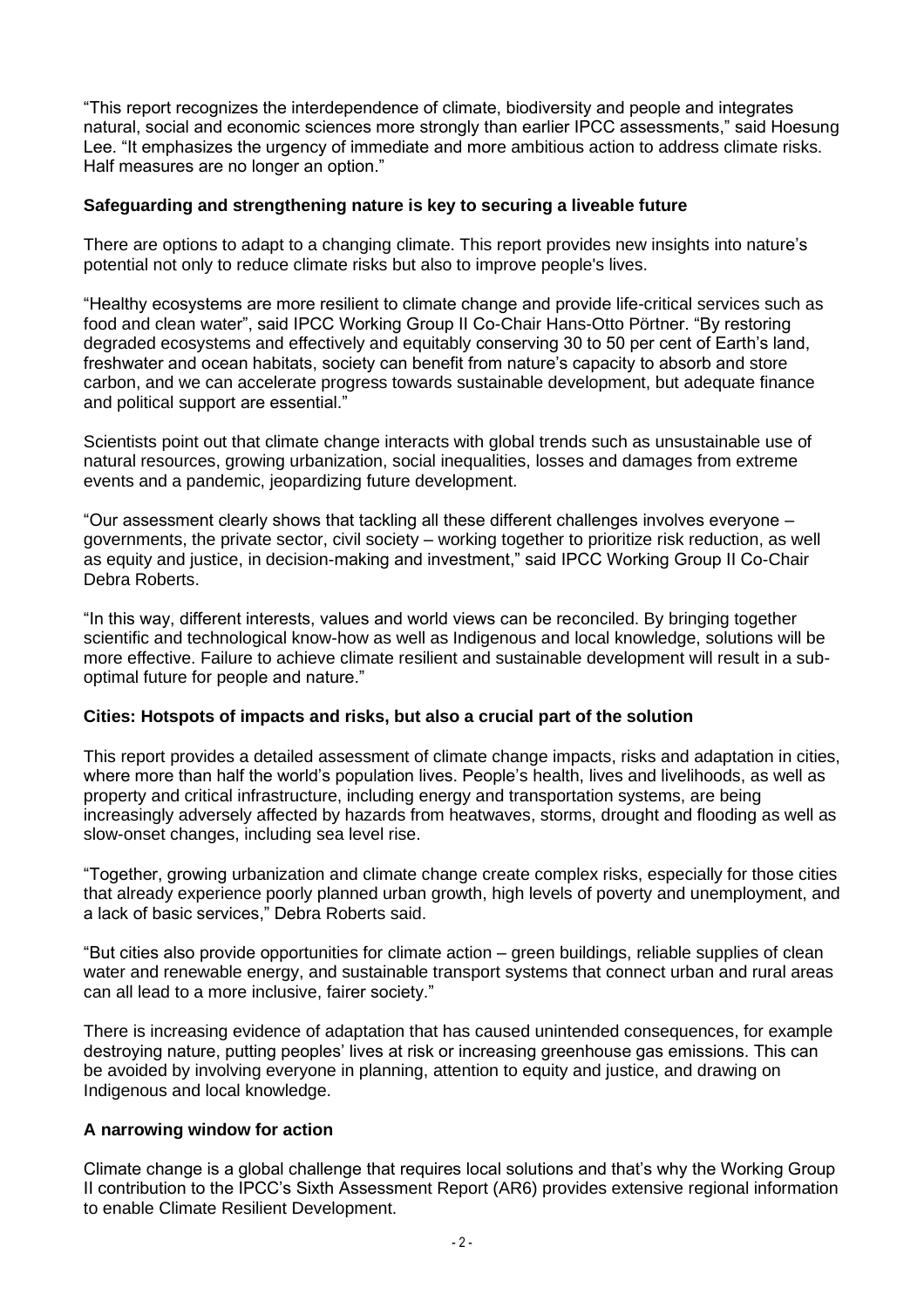"This report recognizes the interdependence of climate, biodiversity and people and integrates natural, social and economic sciences more strongly than earlier IPCC assessments," said Hoesung Lee. "It emphasizes the urgency of immediate and more ambitious action to address climate risks. Half measures are no longer an option."

**Safeguarding and strengthening nature is key to securing a liveable future**

There are options to adapt to a changing climate. This report provides new insights into nature's potential not only to reduce climate risks but also to improve people's lives.

"Healthy ecosystems are more resilient to climate change and provide life-critical services such as food and clean water", said IPCC Working Group II Co-Chair Hans-Otto Pörtner. "By restoring degraded ecosystems and effectively and equitably conserving 30 to 50 per cent of Earth's land, freshwater and ocean habitats, society can benefit from nature's capacity to absorb and store carbon, and we can accelerate progress towards sustainable development, but adequate finance and political support are essential."

Scientists point out that climate change interacts with global trends such as unsustainable use of natural resources, growing urbanization, social inequalities, losses and damages from extreme events and a pandemic, jeopardizing future development.

"Our assessment clearly shows that tackling all these different challenges involves everyone – governments, the private sector, civil society – working together to prioritize risk reduction, as well as equity and justice, in decision-making and investment," said IPCC Working Group II Co-Chair Debra Roberts.

"In this way, different interests, values and world views can be reconciled. By bringing together scientific and technological know-how as well as Indigenous and local knowledge, solutions will be more effective. Failure to achieve climate resilient and sustainable development will result in a sub-optimal future for people and nature."

**Cities: Hotspots of impacts and risks, but also a crucial part of the solution**

This report provides a detailed assessment of climate change impacts, risks and adaptation in cities, where more than half the world's population lives. People's health, lives and livelihoods, as well as property and critical infrastructure, including energy and transportation systems, are being increasingly adversely affected by hazards from heatwaves, storms, drought and flooding as well as slow-onset changes, including sea level rise.

"Together, growing urbanization and climate change create complex risks, especially for those cities that already experience poorly planned urban growth, high levels of poverty and unemployment, and a lack of basic services," Debra Roberts said.

"But cities also provide opportunities for climate action – green buildings, reliable supplies of clean water and renewable energy, and sustainable transport systems that connect urban and rural areas can all lead to a more inclusive, fairer society."

There is increasing evidence of adaptation that has caused unintended consequences, for example destroying nature, putting peoples' lives at risk or increasing greenhouse gas emissions. This can be avoided by involving everyone in planning, attention to equity and justice, and drawing on Indigenous and local knowledge.

**A narrowing window for action**

Climate change is a global challenge that requires local solutions and that's why the Working Group II contribution to the IPCC's Sixth Assessment Report (AR6) provides extensive regional information to enable Climate Resilient Development.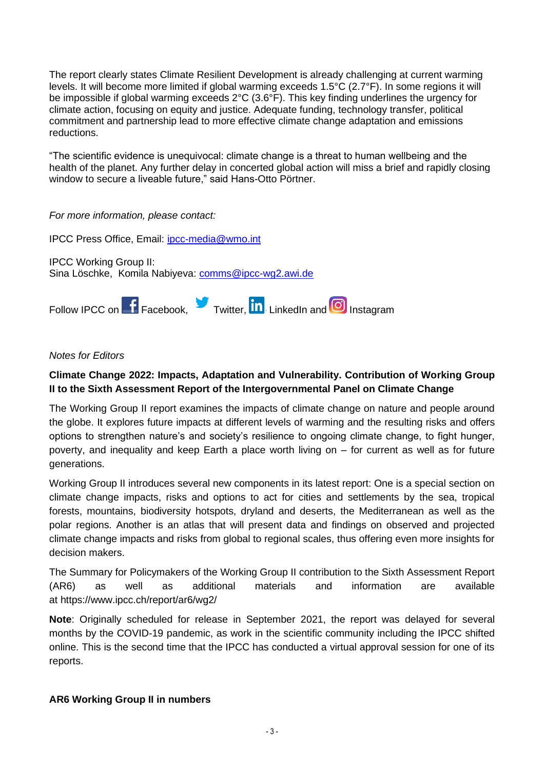The report clearly states Climate Resilient Development is already challenging at current warming levels. It will become more limited if global warming exceeds 1.5°C (2.7°F). In some regions it will be impossible if global warming exceeds 2°C (3.6°F). This key finding underlines the urgency for climate action, focusing on equity and justice. Adequate funding, technology transfer, political commitment and partnership lead to more effective climate change adaptation and emissions reductions.

"The scientific evidence is unequivocal: climate change is a threat to human wellbeing and the health of the planet. Any further delay in concerted global action will miss a brief and rapidly closing window to secure a liveable future," said Hans-Otto Pörtner.

*For more information, please contact:*

IPCC Press Office, Email: ipcc-media@wmo.int

IPCC Working Group II:
Sina Löschke, Komila Nabiyeva: comms@ipcc-wg2.awi.de

Follow IPCC on Facebook, Twitter, LinkedIn and Instagram

*Notes for Editors*

**Climate Change 2022: Impacts, Adaptation and Vulnerability. Contribution of Working Group II to the Sixth Assessment Report of the Intergovernmental Panel on Climate Change**

The Working Group II report examines the impacts of climate change on nature and people around the globe. It explores future impacts at different levels of warming and the resulting risks and offers options to strengthen nature's and society's resilience to ongoing climate change, to fight hunger, poverty, and inequality and keep Earth a place worth living on – for current as well as for future generations.

Working Group II introduces several new components in its latest report: One is a special section on climate change impacts, risks and options to act for cities and settlements by the sea, tropical forests, mountains, biodiversity hotspots, dryland and deserts, the Mediterranean as well as the polar regions. Another is an atlas that will present data and findings on observed and projected climate change impacts and risks from global to regional scales, thus offering even more insights for decision makers.

The Summary for Policymakers of the Working Group II contribution to the Sixth Assessment Report (AR6) as well as additional materials and information are available at https://www.ipcc.ch/report/ar6/wg2/

**Note**: Originally scheduled for release in September 2021, the report was delayed for several months by the COVID-19 pandemic, as work in the scientific community including the IPCC shifted online. This is the second time that the IPCC has conducted a virtual approval session for one of its reports.

**AR6 Working Group II in numbers**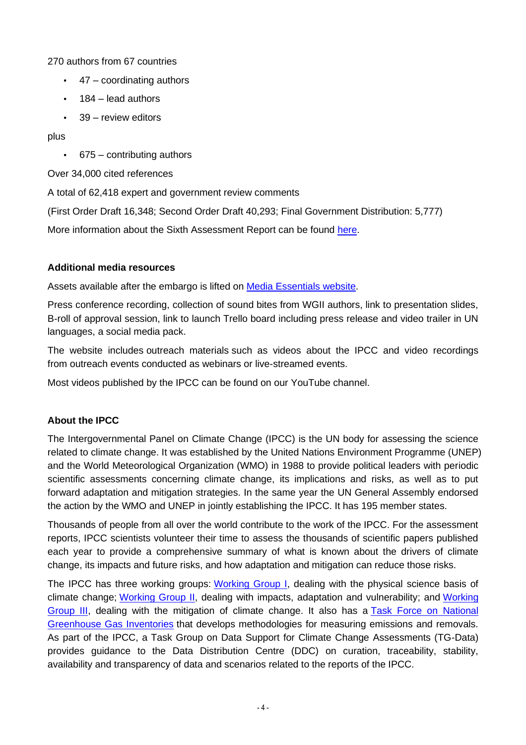270 authors from 67 countries

- 47 – coordinating authors
- 184 – lead authors
- 39 – review editors

plus

- 675 – contributing authors

Over 34,000 cited references

A total of 62,418 expert and government review comments

(First Order Draft 16,348; Second Order Draft 40,293; Final Government Distribution: 5,777)

More information about the Sixth Assessment Report can be found here.

**Additional media resources**

Assets available after the embargo is lifted on Media Essentials website.

Press conference recording, collection of sound bites from WGII authors, link to presentation slides, B-roll of approval session, link to launch Trello board including press release and video trailer in UN languages, a social media pack.

The website includes outreach materials such as videos about the IPCC and video recordings from outreach events conducted as webinars or live-streamed events.

Most videos published by the IPCC can be found on our YouTube channel.

**About the IPCC**

The Intergovernmental Panel on Climate Change (IPCC) is the UN body for assessing the science related to climate change. It was established by the United Nations Environment Programme (UNEP) and the World Meteorological Organization (WMO) in 1988 to provide political leaders with periodic scientific assessments concerning climate change, its implications and risks, as well as to put forward adaptation and mitigation strategies. In the same year the UN General Assembly endorsed the action by the WMO and UNEP in jointly establishing the IPCC. It has 195 member states.

Thousands of people from all over the world contribute to the work of the IPCC. For the assessment reports, IPCC scientists volunteer their time to assess the thousands of scientific papers published each year to provide a comprehensive summary of what is known about the drivers of climate change, its impacts and future risks, and how adaptation and mitigation can reduce those risks.

The IPCC has three working groups: Working Group I, dealing with the physical science basis of climate change; Working Group II, dealing with impacts, adaptation and vulnerability; and Working Group III, dealing with the mitigation of climate change. It also has a Task Force on National Greenhouse Gas Inventories that develops methodologies for measuring emissions and removals. As part of the IPCC, a Task Group on Data Support for Climate Change Assessments (TG-Data) provides guidance to the Data Distribution Centre (DDC) on curation, traceability, stability, availability and transparency of data and scenarios related to the reports of the IPCC.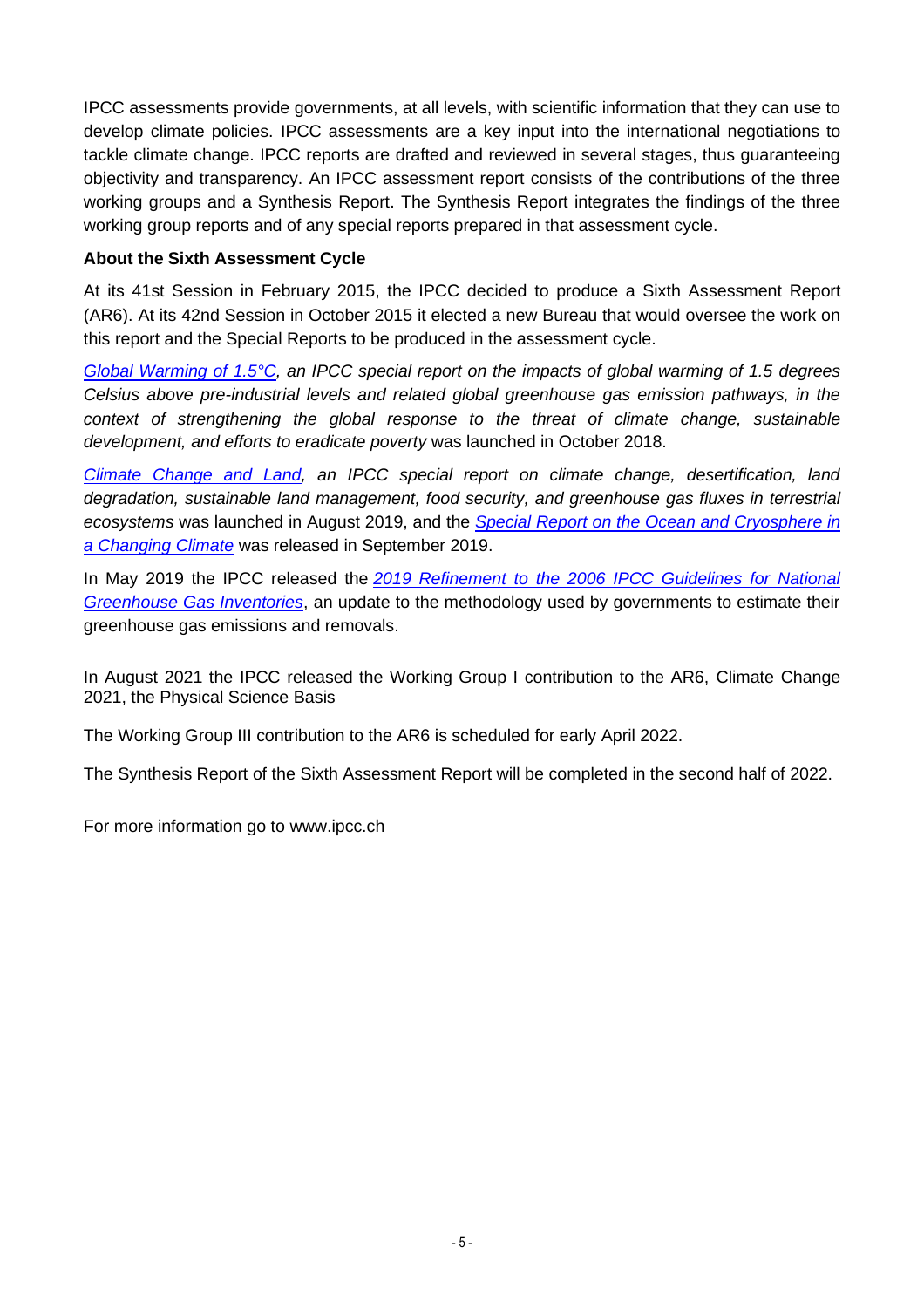IPCC assessments provide governments, at all levels, with scientific information that they can use to develop climate policies. IPCC assessments are a key input into the international negotiations to tackle climate change. IPCC reports are drafted and reviewed in several stages, thus guaranteeing objectivity and transparency. An IPCC assessment report consists of the contributions of the three working groups and a Synthesis Report. The Synthesis Report integrates the findings of the three working group reports and of any special reports prepared in that assessment cycle.

**About the Sixth Assessment Cycle**

At its 41st Session in February 2015, the IPCC decided to produce a Sixth Assessment Report (AR6). At its 42nd Session in October 2015 it elected a new Bureau that would oversee the work on this report and the Special Reports to be produced in the assessment cycle.

*Global Warming of 1.5°C, an IPCC special report on the impacts of global warming of 1.5 degrees Celsius above pre-industrial levels and related global greenhouse gas emission pathways, in the context of strengthening the global response to the threat of climate change, sustainable development, and efforts to eradicate poverty* was launched in October 2018.

*Climate Change and Land, an IPCC special report on climate change, desertification, land degradation, sustainable land management, food security, and greenhouse gas fluxes in terrestrial ecosystems* was launched in August 2019, and the *Special Report on the Ocean and Cryosphere in a Changing Climate* was released in September 2019.

In May 2019 the IPCC released the *2019 Refinement to the 2006 IPCC Guidelines for National Greenhouse Gas Inventories*, an update to the methodology used by governments to estimate their greenhouse gas emissions and removals.

In August 2021 the IPCC released the Working Group I contribution to the AR6, Climate Change 2021, the Physical Science Basis

The Working Group III contribution to the AR6 is scheduled for early April 2022.

The Synthesis Report of the Sixth Assessment Report will be completed in the second half of 2022.

For more information go to www.ipcc.ch